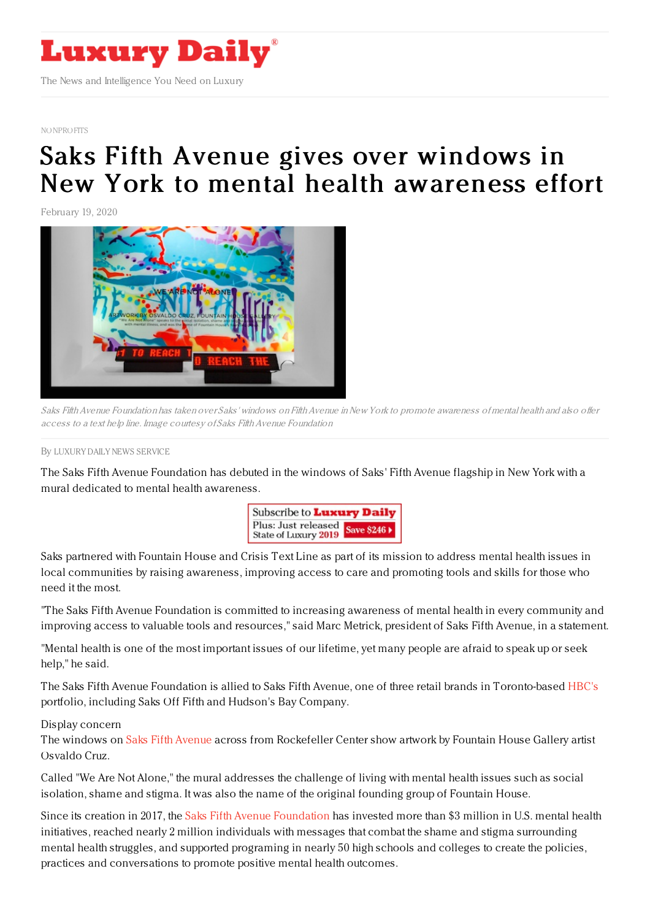NONPROFITS

# Saks Fifth Avenue gives over windows in New York to mental health awareness effort

February 19, 2020

*Saks Fifth Avenue Foundation has taken over Saks' windows on Fifth Avenue in New York to promote awareness of mental health and also offer access to a text help line. Image courtesy of Saks Fifth Avenue Foundation*

By LUXURY DAILY NEWS SERVICE

The Saks Fifth Avenue Foundation has debuted in the windows of Saks' Fifth Avenue flagship in New York with a mural dedicated to mental health awareness.

Saks partnered with Fountain House and Crisis Text Line as part of its mission to address mental health issues in local communities by raising awareness, improving access to care and promoting tools and skills for those who need it the most.

"The Saks Fifth Avenue Foundation is committed to increasing awareness of mental health in every community and improving access to valuable tools and resources," said Marc Metrick, president of Saks Fifth Avenue, in a statement.

"Mental health is one of the most important issues of our lifetime, yet many people are afraid to speak up or seek help," he said.

The Saks Fifth Avenue Foundation is allied to Saks Fifth Avenue, one of three retail brands in Toronto-based HBC's portfolio, including Saks Off Fifth and Hudson's Bay Company.

Display concern

The windows on Saks Fifth Avenue across from Rockefeller Center show artwork by Fountain House Gallery artist Osvaldo Cruz.

Called "We Are Not Alone," the mural addresses the challenge of living with mental health issues such as social isolation, shame and stigma. It was also the name of the original founding group of Fountain House.

Since its creation in 2017, the Saks Fifth Avenue Foundation has invested more than $3 million in U.S. mental health initiatives, reached nearly 2 million individuals with messages that combat the shame and stigma surrounding mental health struggles, and supported programing in nearly 50 high schools and colleges to create the policies, practices and conversations to promote positive mental health outcomes.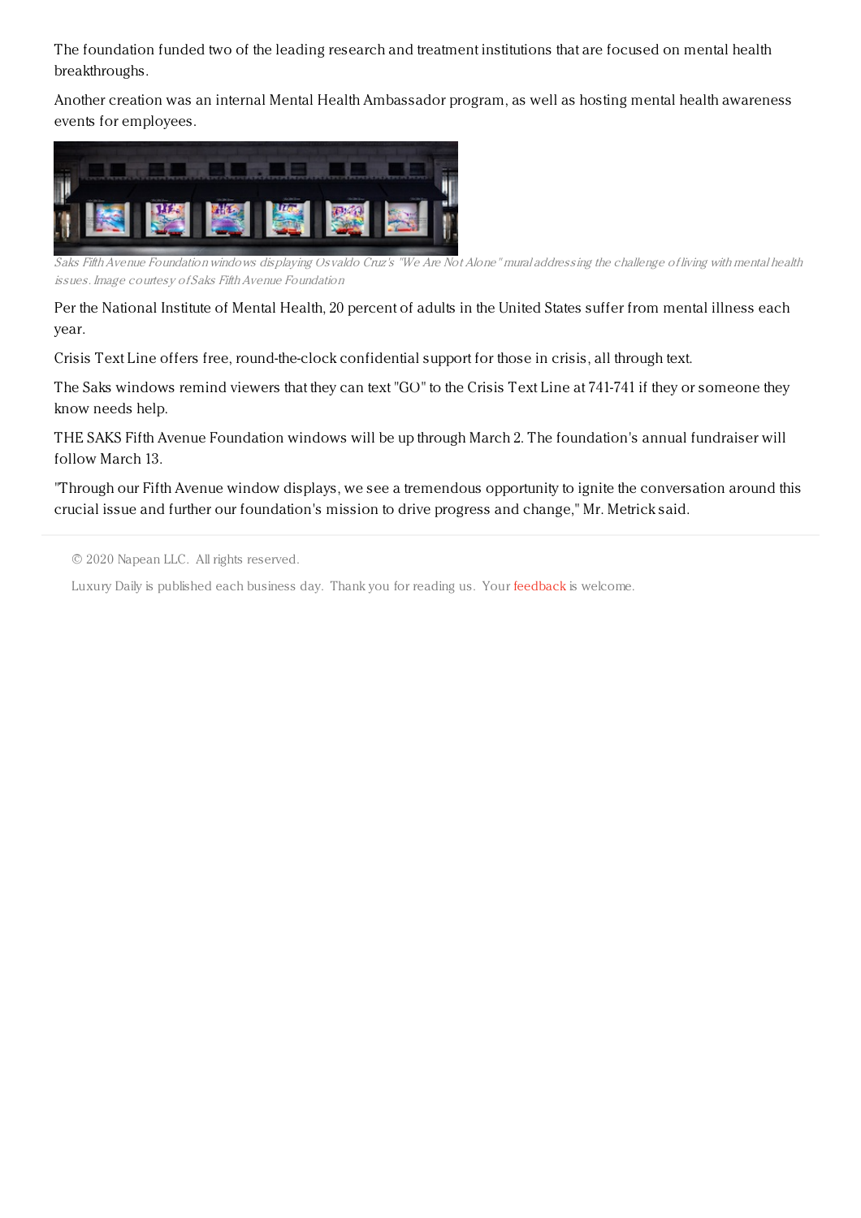The foundation funded two of the leading research and treatment institutions that are focused on mental health breakthroughs.

Another creation was an internal Mental Health Ambassador program, as well as hosting mental health awareness events for employees.

*Saks Fifth Avenue Foundation windows displaying Osvaldo Cruz's "We Are Not Alone" mural addressing the challenge of living with mental health issues. Image courtesy of Saks Fifth Avenue Foundation*

Per the National Institute of Mental Health, 20 percent of adults in the United States suffer from mental illness each year.

Crisis Text Line offers free, round-the-clock confidential support for those in crisis, all through text.

The Saks windows remind viewers that they can text "GO" to the Crisis Text Line at 741-741 if they or someone they know needs help.

THE SAKS Fifth Avenue Foundation windows will be up through March 2. The foundation's annual fundraiser will follow March 13.

"Through our Fifth Avenue window displays, we see a tremendous opportunity to ignite the conversation around this crucial issue and further our foundation's mission to drive progress and change," Mr. Metrick said.

© 2020 Napean LLC. All rights reserved.

Luxury Daily is published each business day. Thank you for reading us. Your feedback is welcome.